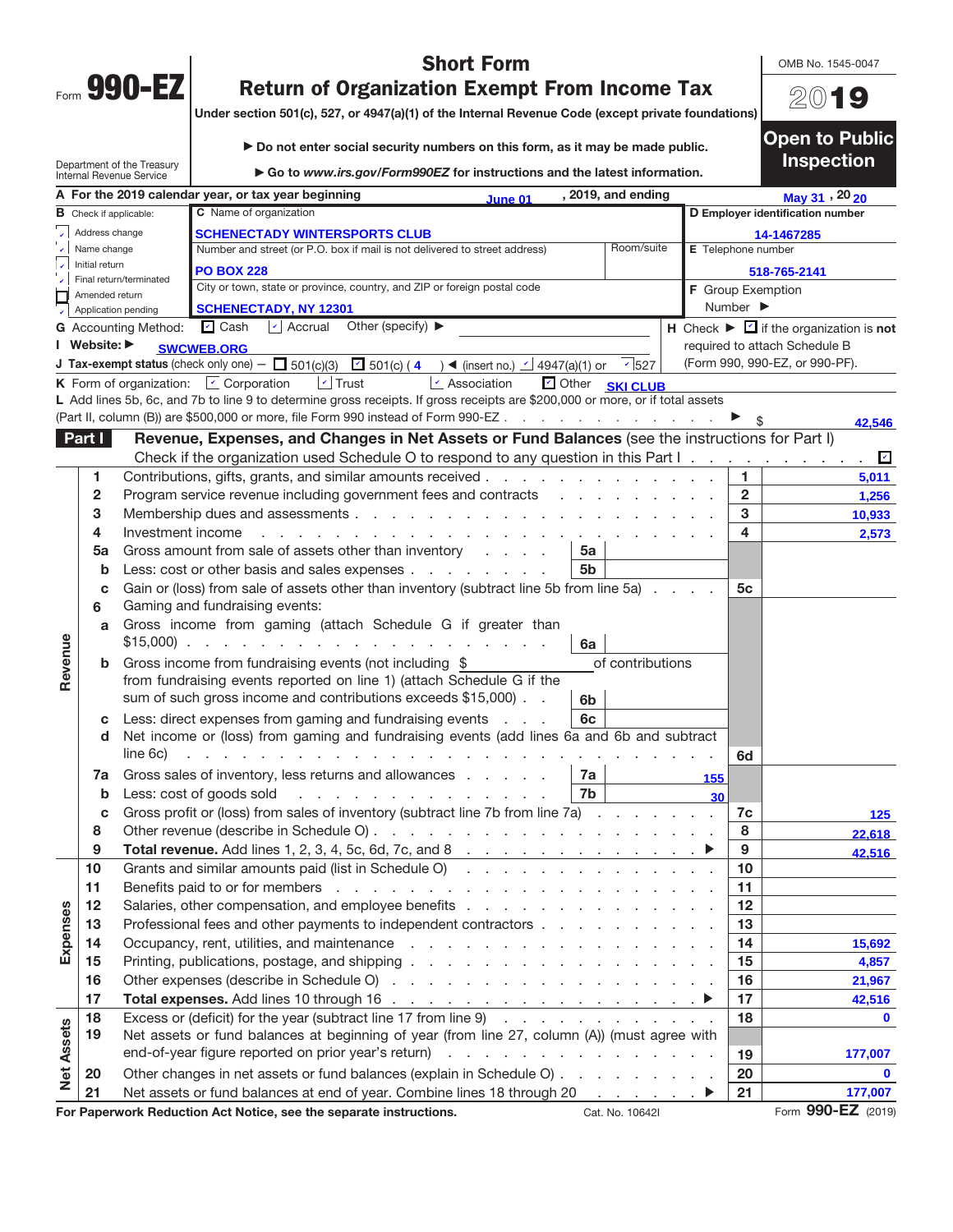Form **990-EZ**

Department of the Treasury
Internal Revenue Service

# Short Form
## Return of Organization Exempt From Income Tax

Under section 501(c), 527, or 4947(a)(1) of the Internal Revenue Code (except private foundations)

▶ Do not enter social security numbers on this form, as it may be made public.

▶ Go to *www.irs.gov/Form990EZ* for instructions and the latest information.

OMB No. 1545-0047

**2019**

**Open to Public Inspection**

**A** For the 2019 calendar year, or tax year beginning **June 01**, 2019, and ending **May 31**, 20 **20**

**B** Check if applicable:
- ☑ Address change
- ☑ Name change
- ☑ Initial return
- ☑ Final return/terminated
- ☐ Amended return
- ☑ Application pending

**C** Name of organization: **SCHENECTADY WINTERSPORTS CLUB**

Number and street (or P.O. box if mail is not delivered to street address): **PO BOX 228** Room/suite:

City or town, state or province, country, and ZIP or foreign postal code: **SCHENECTADY, NY 12301**

**D** Employer identification number: **14-1467285**

**E** Telephone number: **518-765-2141**

**F** Group Exemption Number ▶

**G** Accounting Method: ☑ Cash ☑ Accrual Other (specify) ▶

**H** Check ▶ ☑ if the organization is **not** required to attach Schedule B (Form 990, 990-EZ, or 990-PF).

**I** Website: ▶ **SWCWEB.ORG**

**J** Tax-exempt status (check only one) — ☐ 501(c)(3) ☑ 501(c) ( **4** ) ◀ (insert no.) ☑ 4947(a)(1) or ☑ 527

**K** Form of organization: ☑ Corporation ☑ Trust ☑ Association ☑ Other **SKI CLUB**

**L** Add lines 5b, 6c, and 7b to line 9 to determine gross receipts. If gross receipts are $200,000 or more, or if total assets (Part II, column (B)) are $500,000 or more, file Form 990 instead of Form 990-EZ . . . ▶ $ **42,546**

**Part I** **Revenue, Expenses, and Changes in Net Assets or Fund Balances** (see the instructions for Part I)

Check if the organization used Schedule O to respond to any question in this Part I . . . ☑

| Section | Line | Description | Sub-line | Sub-amount | Line | Amount |
|---|---|---|---|---|---|---|
| Revenue | 1 | Contributions, gifts, grants, and similar amounts received | | | 1 | 5,011 |
| | 2 | Program service revenue including government fees and contracts | | | 2 | 1,256 |
| | 3 | Membership dues and assessments | | | 3 | 10,933 |
| | 4 | Investment income | | | 4 | 2,573 |
| | 5a | Gross amount from sale of assets other than inventory | 5a | | | |
| | b | Less: cost or other basis and sales expenses | 5b | | | |
| | c | Gain or (loss) from sale of assets other than inventory (subtract line 5b from line 5a) | | | 5c | |
| | 6 | Gaming and fundraising events: | | | | |
| | a | Gross income from gaming (attach Schedule G if greater than $15,000) | 6a | | | |
| | b | Gross income from fundraising events (not including $ of contributions from fundraising events reported on line 1) (attach Schedule G if the sum of such gross income and contributions exceeds $15,000) | 6b | | | |
| | c | Less: direct expenses from gaming and fundraising events | 6c | | | |
| | d | Net income or (loss) from gaming and fundraising events (add lines 6a and 6b and subtract line 6c) | | | 6d | |
| | 7a | Gross sales of inventory, less returns and allowances | 7a | 155 | | |
| | b | Less: cost of goods sold | 7b | 30 | | |
| | c | Gross profit or (loss) from sales of inventory (subtract line 7b from line 7a) | | | 7c | 125 |
| | 8 | Other revenue (describe in Schedule O) | | | 8 | 22,618 |
| | 9 | **Total revenue.** Add lines 1, 2, 3, 4, 5c, 6d, 7c, and 8 ▶ | | | 9 | 42,516 |
| Expenses | 10 | Grants and similar amounts paid (list in Schedule O) | | | 10 | |
| | 11 | Benefits paid to or for members | | | 11 | |
| | 12 | Salaries, other compensation, and employee benefits | | | 12 | |
| | 13 | Professional fees and other payments to independent contractors | | | 13 | |
| | 14 | Occupancy, rent, utilities, and maintenance | | | 14 | 15,692 |
| | 15 | Printing, publications, postage, and shipping | | | 15 | 4,857 |
| | 16 | Other expenses (describe in Schedule O) | | | 16 | 21,967 |
| | 17 | **Total expenses.** Add lines 10 through 16 ▶ | | | 17 | 42,516 |
| Net Assets | 18 | Excess or (deficit) for the year (subtract line 17 from line 9) | | | 18 | 0 |
| | 19 | Net assets or fund balances at beginning of year (from line 27, column (A)) (must agree with end-of-year figure reported on prior year's return) | | | 19 | 177,007 |
| | 20 | Other changes in net assets or fund balances (explain in Schedule O) | | | 20 | 0 |
| | 21 | Net assets or fund balances at end of year. Combine lines 18 through 20 ▶ | | | 21 | 177,007 |

**For Paperwork Reduction Act Notice, see the separate instructions.** Cat. No. 10642I Form **990-EZ** (2019)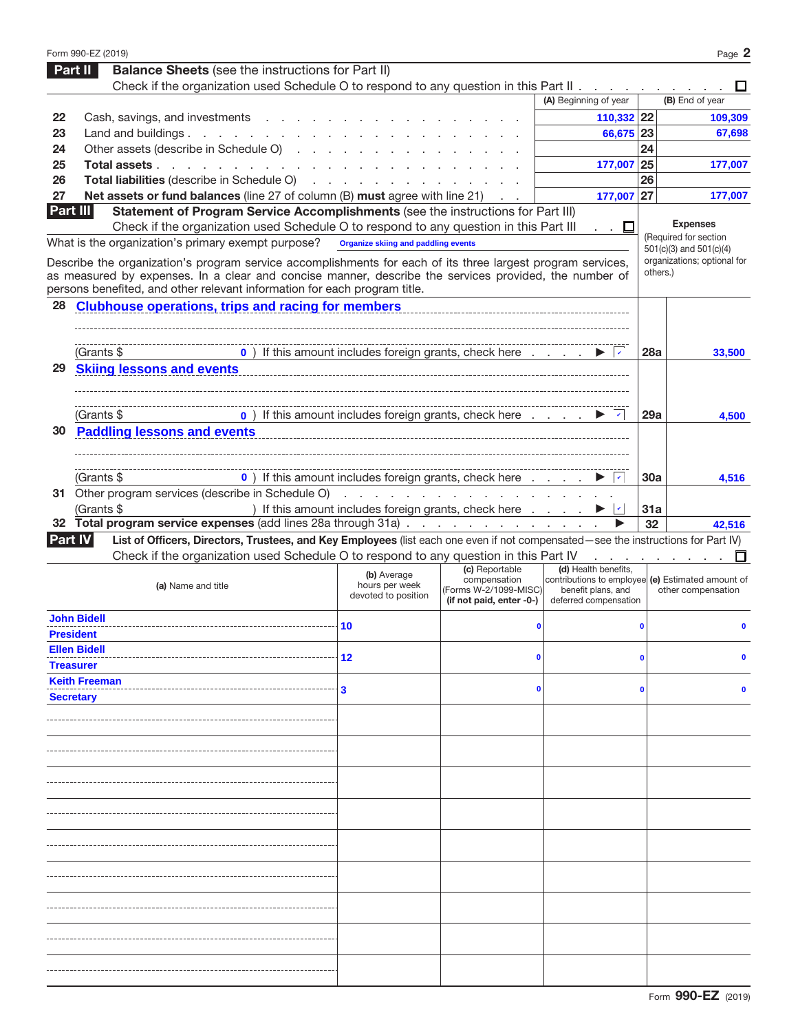Form 990-EZ (2019)

## Part II Balance Sheets (see the instructions for Part II)

Check if the organization used Schedule O to respond to any question in this Part II . . . . . . . . . . ☐

| | | (A) Beginning of year | | (B) End of year |
|---|---|---|---|---|
| 22 | Cash, savings, and investments | 110,332 | 22 | 109,309 |
| 23 | Land and buildings | 66,675 | 23 | 67,698 |
| 24 | Other assets (describe in Schedule O) | | 24 | |
| 25 | **Total assets** | 177,007 | 25 | 177,007 |
| 26 | **Total liabilities** (describe in Schedule O) | | 26 | |
| 27 | **Net assets or fund balances** (line 27 of column (B) **must** agree with line 21) | 177,007 | 27 | 177,007 |

## Part III Statement of Program Service Accomplishments (see the instructions for Part III)

Check if the organization used Schedule O to respond to any question in this Part III . . ☐

What is the organization's primary exempt purpose? Organize skiing and paddling events

Describe the organization's program service accomplishments for each of its three largest program services, as measured by expenses. In a clear and concise manner, describe the services provided, the number of persons benefited, and other relevant information for each program title.

**Expenses** (Required for section 501(c)(3) and 501(c)(4) organizations; optional for others.)

| | | | Expenses |
|---|---|---|---|
| 28 | Clubhouse operations, trips and racing for members<br>(Grants $ 0 ) If this amount includes foreign grants, check here . . . . ▶ ✓ | 28a | 33,500 |
| 29 | Skiing lessons and events<br>(Grants $ 0 ) If this amount includes foreign grants, check here . . . . ▶ ✓ | 29a | 4,500 |
| 30 | Paddling lessons and events<br>(Grants $ 0 ) If this amount includes foreign grants, check here . . . . ▶ ✓ | 30a | 4,516 |
| 31 | Other program services (describe in Schedule O)<br>(Grants $ ) If this amount includes foreign grants, check here . . . . ▶ ✓ | 31a | |
| 32 | **Total program service expenses** (add lines 28a through 31a) ▶ | 32 | 42,516 |

## Part IV List of Officers, Directors, Trustees, and Key Employees (list each one even if not compensated—see the instructions for Part IV)

Check if the organization used Schedule O to respond to any question in this Part IV . . . . . . . . ☐

| (a) Name and title | (b) Average hours per week devoted to position | (c) Reportable compensation (Forms W-2/1099-MISC) (if not paid, enter -0-) | (d) Health benefits, contributions to employee benefit plans, and deferred compensation | (e) Estimated amount of other compensation |
|---|---|---|---|---|
| John Bidell<br>President | 10 | 0 | 0 | 0 |
| Ellen Bidell<br>Treasurer | 12 | 0 | 0 | 0 |
| Keith Freeman<br>Secretary | 3 | 0 | 0 | 0 |
| | | | | |
| | | | | |
| | | | | |
| | | | | |
| | | | | |
| | | | | |
| | | | | |
| | | | | |
| | | | | |

Form **990-EZ** (2019)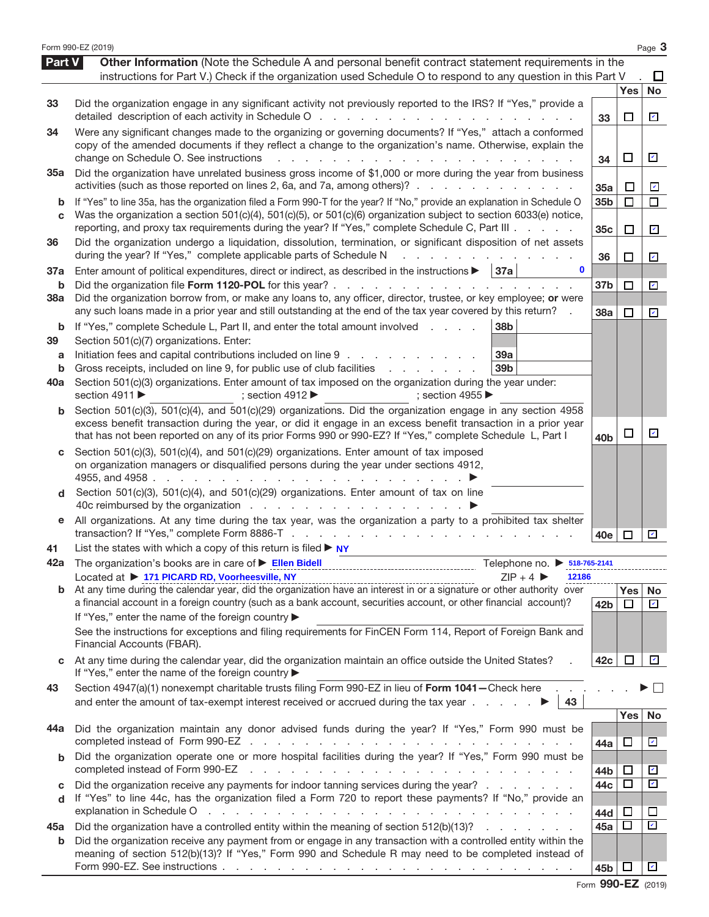Form 990-EZ (2019)

## Part V Other Information

(Note the Schedule A and personal benefit contract statement requirements in the instructions for Part V.) Check if the organization used Schedule O to respond to any question in this Part V . ☐

| Line | Question | | Yes | No |
|---|---|---|---|---|
| 33 | Did the organization engage in any significant activity not previously reported to the IRS? If "Yes," provide a detailed description of each activity in Schedule O | 33 | ☐ | ☑ |
| 34 | Were any significant changes made to the organizing or governing documents? If "Yes," attach a conformed copy of the amended documents if they reflect a change to the organization's name. Otherwise, explain the change on Schedule O. See instructions | 34 | ☐ | ☑ |
| 35a | Did the organization have unrelated business gross income of $1,000 or more during the year from business activities (such as those reported on lines 2, 6a, and 7a, among others)? | 35a | ☐ | ☑ |
| b | If "Yes" to line 35a, has the organization filed a Form 990-T for the year? If "No," provide an explanation in Schedule O | 35b | ☐ | ☐ |
| c | Was the organization a section 501(c)(4), 501(c)(5), or 501(c)(6) organization subject to section 6033(e) notice, reporting, and proxy tax requirements during the year? If "Yes," complete Schedule C, Part III | 35c | ☐ | ☑ |
| 36 | Did the organization undergo a liquidation, dissolution, termination, or significant disposition of net assets during the year? If "Yes," complete applicable parts of Schedule N | 36 | ☐ | ☑ |
| 37a | Enter amount of political expenditures, direct or indirect, as described in the instructions ▶ 37a 0 | | | |
| b | Did the organization file **Form 1120-POL** for this year? | 37b | ☐ | ☑ |
| 38a | Did the organization borrow from, or make any loans to, any officer, director, trustee, or key employee; **or** were any such loans made in a prior year and still outstanding at the end of the tax year covered by this return? | 38a | ☐ | ☑ |
| b | If "Yes," complete Schedule L, Part II, and enter the total amount involved 38b | | | |
| 39 | Section 501(c)(7) organizations. Enter: | | | |
| a | Initiation fees and capital contributions included on line 9 39a | | | |
| b | Gross receipts, included on line 9, for public use of club facilities 39b | | | |
| 40a | Section 501(c)(3) organizations. Enter amount of tax imposed on the organization during the year under: section 4911 ▶ ; section 4912 ▶ ; section 4955 ▶ | | | |
| b | Section 501(c)(3), 501(c)(4), and 501(c)(29) organizations. Did the organization engage in any section 4958 excess benefit transaction during the year, or did it engage in an excess benefit transaction in a prior year that has not been reported on any of its prior Forms 990 or 990-EZ? If "Yes," complete Schedule L, Part I | 40b | ☐ | ☑ |
| c | Section 501(c)(3), 501(c)(4), and 501(c)(29) organizations. Enter amount of tax imposed on organization managers or disqualified persons during the year under sections 4912, 4955, and 4958 ▶ | | | |
| d | Section 501(c)(3), 501(c)(4), and 501(c)(29) organizations. Enter amount of tax on line 40c reimbursed by the organization ▶ | | | |
| e | All organizations. At any time during the tax year, was the organization a party to a prohibited tax shelter transaction? If "Yes," complete Form 8886-T | 40e | ☐ | ☑ |

41 List the states with which a copy of this return is filed ▶ NY

42a The organization's books are in care of ▶ Ellen Bidell  Telephone no. ▶ 518-765-2141
Located at ▶ 171 PICARD RD, Voorheesville, NY  ZIP + 4 ▶ 12186

| Line | Question | | Yes | No |
|---|---|---|---|---|
| b | At any time during the calendar year, did the organization have an interest in or a signature or other authority over a financial account in a foreign country (such as a bank account, securities account, or other financial account)? If "Yes," enter the name of the foreign country ▶ See the instructions for exceptions and filing requirements for FinCEN Form 114, Report of Foreign Bank and Financial Accounts (FBAR). | 42b | ☐ | ☑ |
| c | At any time during the calendar year, did the organization maintain an office outside the United States? If "Yes," enter the name of the foreign country ▶ | 42c | ☐ | ☑ |

43 Section 4947(a)(1) nonexempt charitable trusts filing Form 990-EZ in lieu of **Form 1041—**Check here ▶ ☐
and enter the amount of tax-exempt interest received or accrued during the tax year ▶ 43

| Line | Question | | Yes | No |
|---|---|---|---|---|
| 44a | Did the organization maintain any donor advised funds during the year? If "Yes," Form 990 must be completed instead of Form 990-EZ | 44a | ☐ | ☑ |
| b | Did the organization operate one or more hospital facilities during the year? If "Yes," Form 990 must be completed instead of Form 990-EZ | 44b | ☐ | ☑ |
| c | Did the organization receive any payments for indoor tanning services during the year? | 44c | ☐ | ☑ |
| d | If "Yes" to line 44c, has the organization filed a Form 720 to report these payments? If "No," provide an explanation in Schedule O | 44d | ☐ | ☐ |
| 45a | Did the organization have a controlled entity within the meaning of section 512(b)(13)? | 45a | ☐ | ☑ |
| b | Did the organization receive any payment from or engage in any transaction with a controlled entity within the meaning of section 512(b)(13)? If "Yes," Form 990 and Schedule R may need to be completed instead of Form 990-EZ. See instructions | 45b | ☐ | ☑ |

Form **990-EZ** (2019)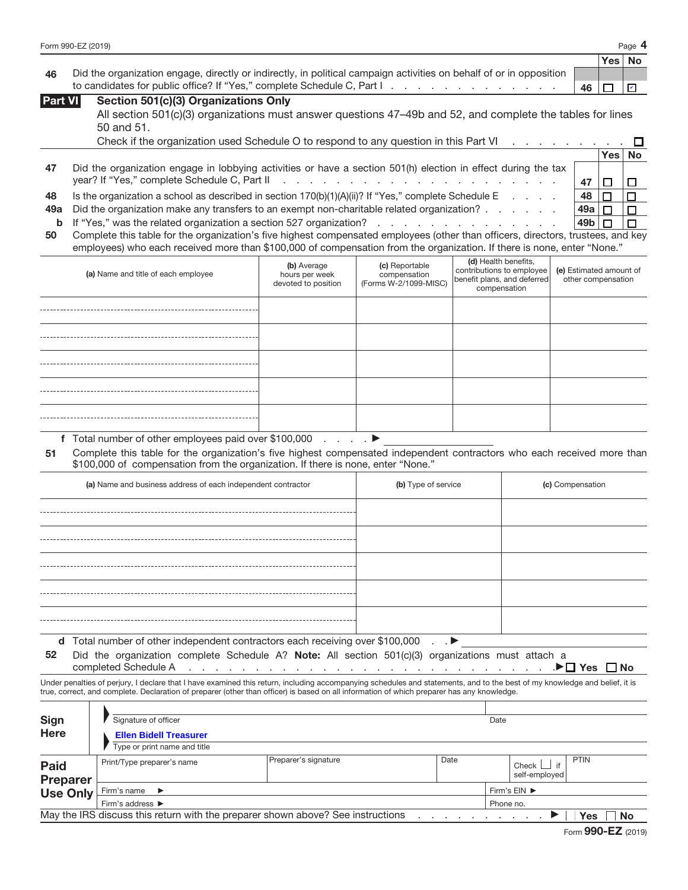Form 990-EZ (2019)

| | | | Yes | No |
|---|---|---|---|---|
| 46 | Did the organization engage, directly or indirectly, in political campaign activities on behalf of or in opposition to candidates for public office? If "Yes," complete Schedule C, Part I | 46 | ☐ | ☑ |

**Part VI — Section 501(c)(3) Organizations Only**

All section 501(c)(3) organizations must answer questions 47–49b and 52, and complete the tables for lines 50 and 51.

Check if the organization used Schedule O to respond to any question in this Part VI ☐

| | | | Yes | No |
|---|---|---|---|---|
| 47 | Did the organization engage in lobbying activities or have a section 501(h) election in effect during the tax year? If "Yes," complete Schedule C, Part II | 47 | ☐ | ☐ |
| 48 | Is the organization a school as described in section 170(b)(1)(A)(ii)? If "Yes," complete Schedule E | 48 | ☐ | ☐ |
| 49a | Did the organization make any transfers to an exempt non-charitable related organization? | 49a | ☐ | ☐ |
| b | If "Yes," was the related organization a section 527 organization? | 49b | ☐ | ☐ |

**50** Complete this table for the organization's five highest compensated employees (other than officers, directors, trustees, and key employees) who each received more than $100,000 of compensation from the organization. If there is none, enter "None."

| (a) Name and title of each employee | (b) Average hours per week devoted to position | (c) Reportable compensation (Forms W-2/1099-MISC) | (d) Health benefits, contributions to employee benefit plans, and deferred compensation | (e) Estimated amount of other compensation |
|---|---|---|---|---|
| | | | | |
| | | | | |
| | | | | |
| | | | | |
| | | | | |

**f** Total number of other employees paid over $100,000 ▶

**51** Complete this table for the organization's five highest compensated independent contractors who each received more than $100,000 of compensation from the organization. If there is none, enter "None."

| (a) Name and business address of each independent contractor | (b) Type of service | (c) Compensation |
|---|---|---|
| | | |
| | | |
| | | |
| | | |
| | | |

**d** Total number of other independent contractors each receiving over $100,000 ▶

**52** Did the organization complete Schedule A? **Note:** All section 501(c)(3) organizations must attach a completed Schedule A ▶ ☐ Yes ☐ No

Under penalties of perjury, I declare that I have examined this return, including accompanying schedules and statements, and to the best of my knowledge and belief, it is true, correct, and complete. Declaration of preparer (other than officer) is based on all information of which preparer has any knowledge.

| | | |
|---|---|---|
| **Sign Here** | Signature of officer | Date |
| | **Ellen Bidell Treasurer** | |
| | Type or print name and title | |

| | | | | | |
|---|---|---|---|---|---|
| **Paid Preparer Use Only** | Print/Type preparer's name | Preparer's signature | Date | Check ☐ if self-employed | PTIN |
| | Firm's name ▶ | | | Firm's EIN ▶ | |
| | Firm's address ▶ | | | Phone no. | |

May the IRS discuss this return with the preparer shown above? See instructions ▶ ☐ Yes ☐ No

Form **990-EZ** (2019)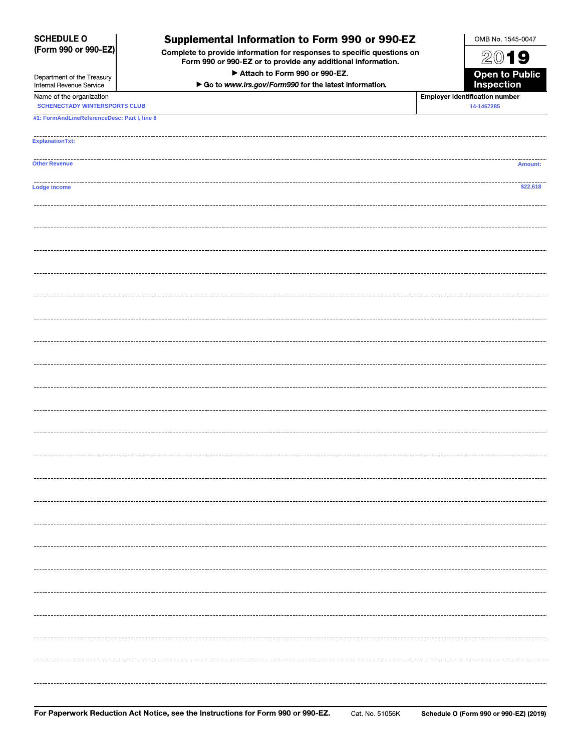**SCHEDULE O (Form 990 or 990-EZ)**

Department of the Treasury
Internal Revenue Service

# Supplemental Information to Form 990 or 990-EZ

**Complete to provide information for responses to specific questions on Form 990 or 990-EZ or to provide any additional information.**

**▶ Attach to Form 990 or 990-EZ.**

**▶ Go to *www.irs.gov/Form990* for the latest information.**

OMB No. 1545-0047

**2019**

**Open to Public Inspection**

Name of the organization: SCHENECTADY WINTERSPORTS CLUB

**Employer identification number:** 14-1467285

#1: FormAndLineReferenceDesc: Part I, line 8

ExplanationTxt:

| Other Revenue | Amount: |
|---|---|
| Lodge income | $22,618 |

**For Paperwork Reduction Act Notice, see the Instructions for Form 990 or 990-EZ.** Cat. No. 51056K **Schedule O (Form 990 or 990-EZ) (2019)**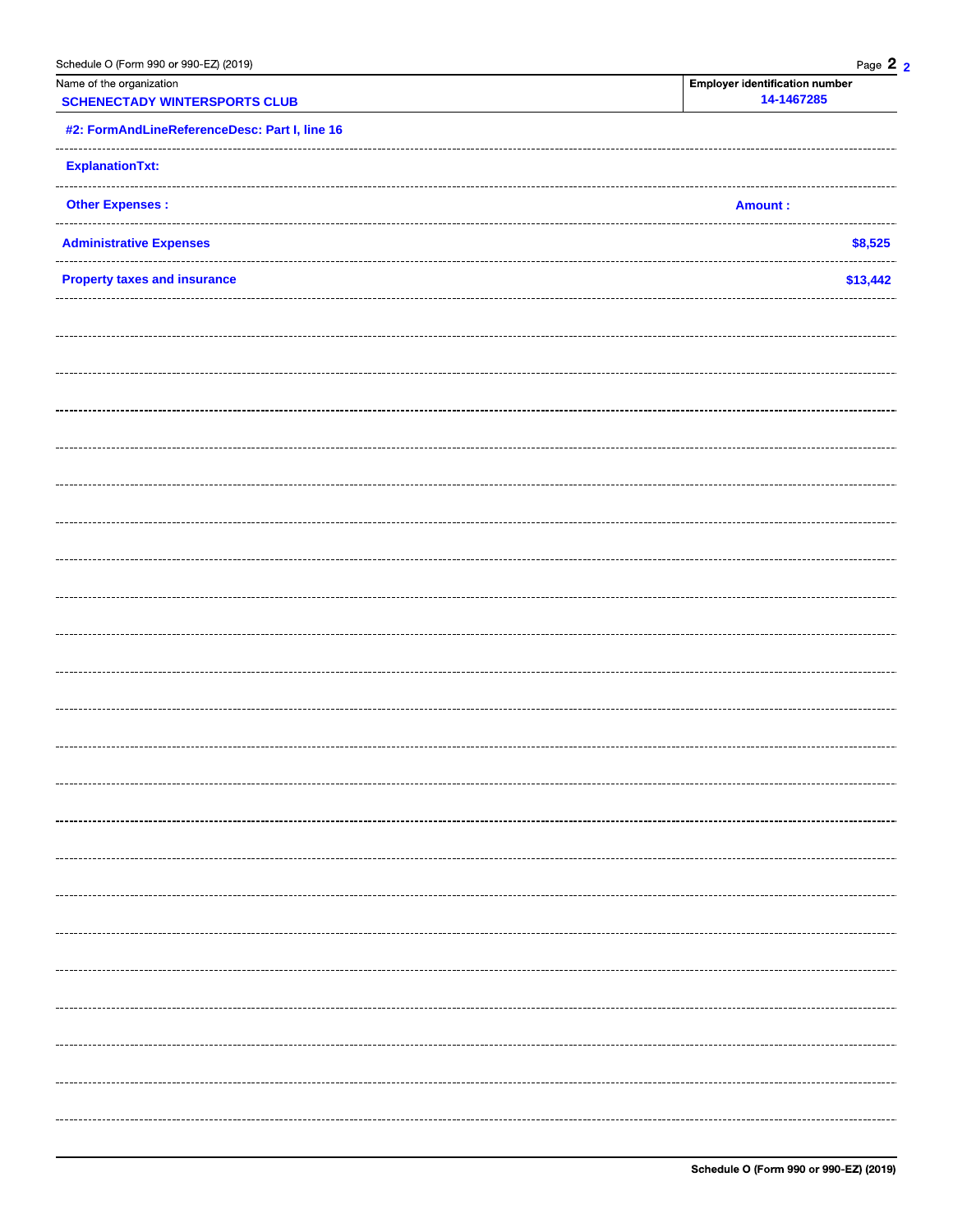Schedule O (Form 990 or 990-EZ) (2019)

| Name of the organization | Employer identification number |
| --- | --- |
| SCHENECTADY WINTERSPORTS CLUB | 14-1467285 |

**#2: FormAndLineReferenceDesc: Part I, line 16**

**ExplanationTxt:**

| Other Expenses : | Amount : |
| --- | --- |
| Administrative Expenses | $8,525 |
| Property taxes and insurance | $13,442 |

Schedule O (Form 990 or 990-EZ) (2019)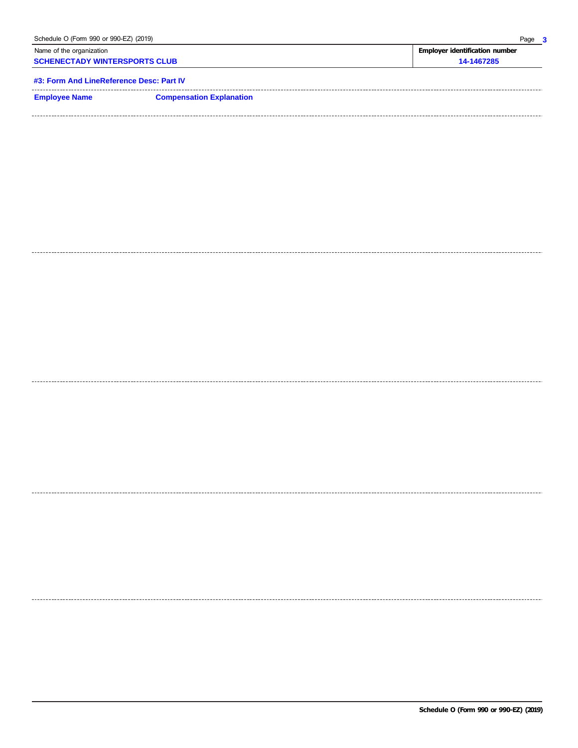Name of the organization
**SCHENECTADY WINTERSPORTS CLUB**

**Employer identification number**
**14-1467285**

### #3: Form And LineReference Desc: Part IV

| Employee Name | Compensation Explanation |
| --- | --- |
| | |